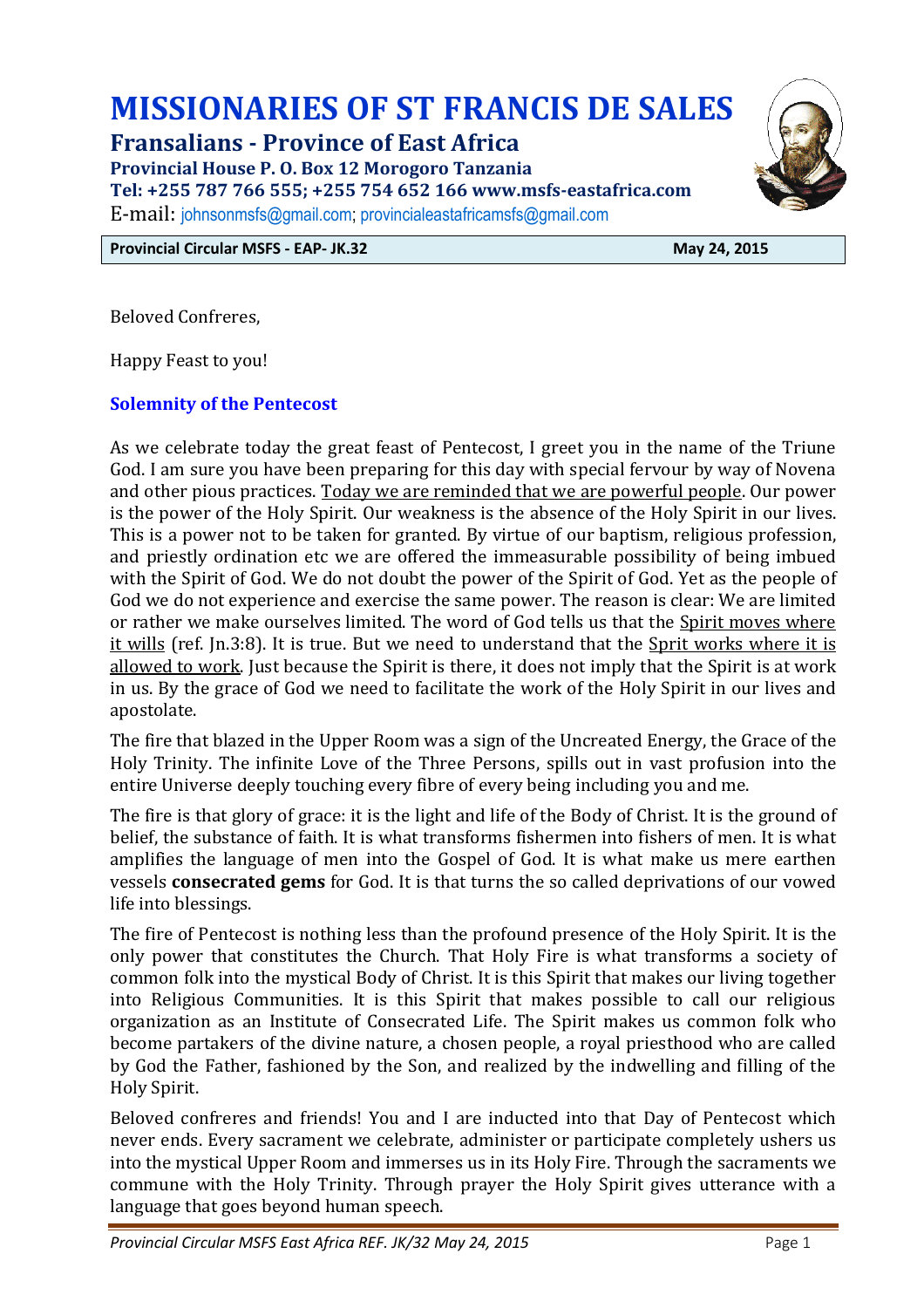# MISSIONARIES OF ST FRANCIS DE SALES

## Fransalians - Province of East Africa

**Provincial House P. O. Box 12 Morogoro Tanzania**
**Tel: +255 787 766 555; +255 754 652 166 www.msfs-eastafrica.com**
E-mail: johnsonmsfs@gmail.com; provincialeastafricamsfs@gmail.com

**Provincial Circular MSFS - EAP- JK.32** **May 24, 2015**

Beloved Confreres,

Happy Feast to you!

### Solemnity of the Pentecost

As we celebrate today the great feast of Pentecost, I greet you in the name of the Triune God. I am sure you have been preparing for this day with special fervour by way of Novena and other pious practices. Today we are reminded that we are powerful people. Our power is the power of the Holy Spirit. Our weakness is the absence of the Holy Spirit in our lives. This is a power not to be taken for granted. By virtue of our baptism, religious profession, and priestly ordination etc we are offered the immeasurable possibility of being imbued with the Spirit of God. We do not doubt the power of the Spirit of God. Yet as the people of God we do not experience and exercise the same power. The reason is clear: We are limited or rather we make ourselves limited. The word of God tells us that the Spirit moves where it wills (ref. Jn.3:8). It is true. But we need to understand that the Sprit works where it is allowed to work. Just because the Spirit is there, it does not imply that the Spirit is at work in us. By the grace of God we need to facilitate the work of the Holy Spirit in our lives and apostolate.

The fire that blazed in the Upper Room was a sign of the Uncreated Energy, the Grace of the Holy Trinity. The infinite Love of the Three Persons, spills out in vast profusion into the entire Universe deeply touching every fibre of every being including you and me.

The fire is that glory of grace: it is the light and life of the Body of Christ. It is the ground of belief, the substance of faith. It is what transforms fishermen into fishers of men. It is what amplifies the language of men into the Gospel of God. It is what make us mere earthen vessels **consecrated gems** for God. It is that turns the so called deprivations of our vowed life into blessings.

The fire of Pentecost is nothing less than the profound presence of the Holy Spirit. It is the only power that constitutes the Church. That Holy Fire is what transforms a society of common folk into the mystical Body of Christ. It is this Spirit that makes our living together into Religious Communities. It is this Spirit that makes possible to call our religious organization as an Institute of Consecrated Life. The Spirit makes us common folk who become partakers of the divine nature, a chosen people, a royal priesthood who are called by God the Father, fashioned by the Son, and realized by the indwelling and filling of the Holy Spirit.

Beloved confreres and friends! You and I are inducted into that Day of Pentecost which never ends. Every sacrament we celebrate, administer or participate completely ushers us into the mystical Upper Room and immerses us in its Holy Fire. Through the sacraments we commune with the Holy Trinity. Through prayer the Holy Spirit gives utterance with a language that goes beyond human speech.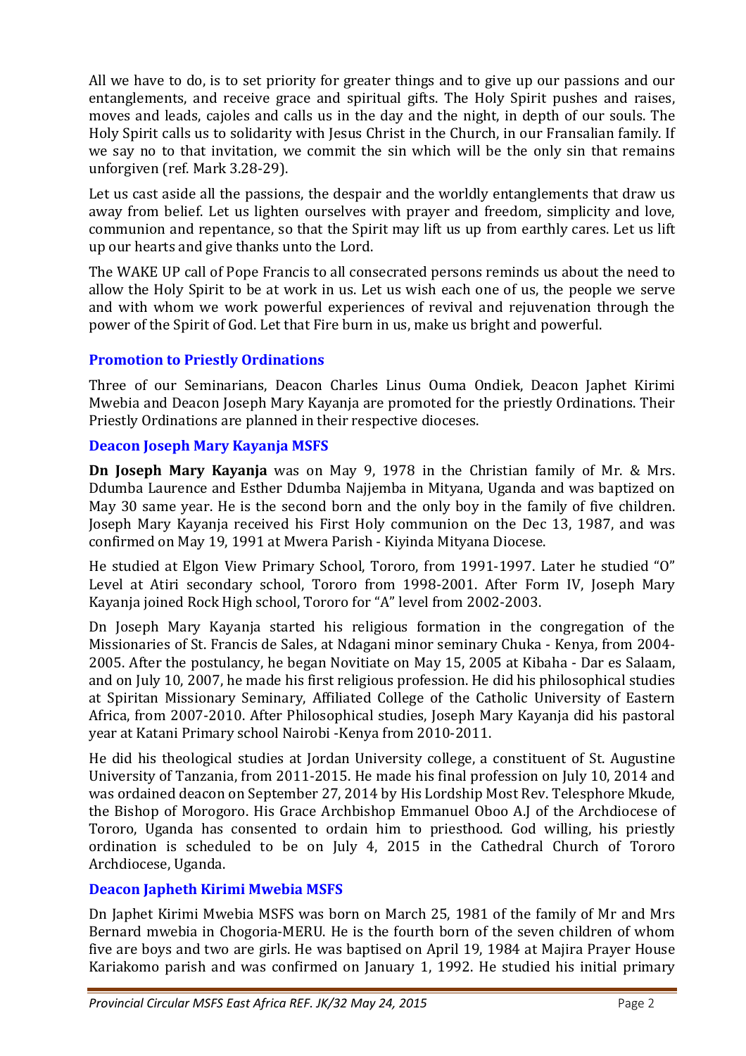All we have to do, is to set priority for greater things and to give up our passions and our entanglements, and receive grace and spiritual gifts. The Holy Spirit pushes and raises, moves and leads, cajoles and calls us in the day and the night, in depth of our souls. The Holy Spirit calls us to solidarity with Jesus Christ in the Church, in our Fransalian family. If we say no to that invitation, we commit the sin which will be the only sin that remains unforgiven (ref. Mark 3.28-29).

Let us cast aside all the passions, the despair and the worldly entanglements that draw us away from belief. Let us lighten ourselves with prayer and freedom, simplicity and love, communion and repentance, so that the Spirit may lift us up from earthly cares. Let us lift up our hearts and give thanks unto the Lord.

The WAKE UP call of Pope Francis to all consecrated persons reminds us about the need to allow the Holy Spirit to be at work in us. Let us wish each one of us, the people we serve and with whom we work powerful experiences of revival and rejuvenation through the power of the Spirit of God. Let that Fire burn in us, make us bright and powerful.

## Promotion to Priestly Ordinations

Three of our Seminarians, Deacon Charles Linus Ouma Ondiek, Deacon Japhet Kirimi Mwebia and Deacon Joseph Mary Kayanja are promoted for the priestly Ordinations. Their Priestly Ordinations are planned in their respective dioceses.

### Deacon Joseph Mary Kayanja MSFS

**Dn Joseph Mary Kayanja** was on May 9, 1978 in the Christian family of Mr. & Mrs. Ddumba Laurence and Esther Ddumba Najjemba in Mityana, Uganda and was baptized on May 30 same year. He is the second born and the only boy in the family of five children. Joseph Mary Kayanja received his First Holy communion on the Dec 13, 1987, and was confirmed on May 19, 1991 at Mwera Parish - Kiyinda Mityana Diocese.

He studied at Elgon View Primary School, Tororo, from 1991-1997. Later he studied "O" Level at Atiri secondary school, Tororo from 1998-2001. After Form IV, Joseph Mary Kayanja joined Rock High school, Tororo for "A" level from 2002-2003.

Dn Joseph Mary Kayanja started his religious formation in the congregation of the Missionaries of St. Francis de Sales, at Ndagani minor seminary Chuka - Kenya, from 2004-2005. After the postulancy, he began Novitiate on May 15, 2005 at Kibaha - Dar es Salaam, and on July 10, 2007, he made his first religious profession. He did his philosophical studies at Spiritan Missionary Seminary, Affiliated College of the Catholic University of Eastern Africa, from 2007-2010. After Philosophical studies, Joseph Mary Kayanja did his pastoral year at Katani Primary school Nairobi -Kenya from 2010-2011.

He did his theological studies at Jordan University college, a constituent of St. Augustine University of Tanzania, from 2011-2015. He made his final profession on July 10, 2014 and was ordained deacon on September 27, 2014 by His Lordship Most Rev. Telesphore Mkude, the Bishop of Morogoro. His Grace Archbishop Emmanuel Oboo A.J of the Archdiocese of Tororo, Uganda has consented to ordain him to priesthood. God willing, his priestly ordination is scheduled to be on July 4, 2015 in the Cathedral Church of Tororo Archdiocese, Uganda.

### Deacon Japheth Kirimi Mwebia MSFS

Dn Japhet Kirimi Mwebia MSFS was born on March 25, 1981 of the family of Mr and Mrs Bernard mwebia in Chogoria-MERU. He is the fourth born of the seven children of whom five are boys and two are girls. He was baptised on April 19, 1984 at Majira Prayer House Kariakomo parish and was confirmed on January 1, 1992. He studied his initial primary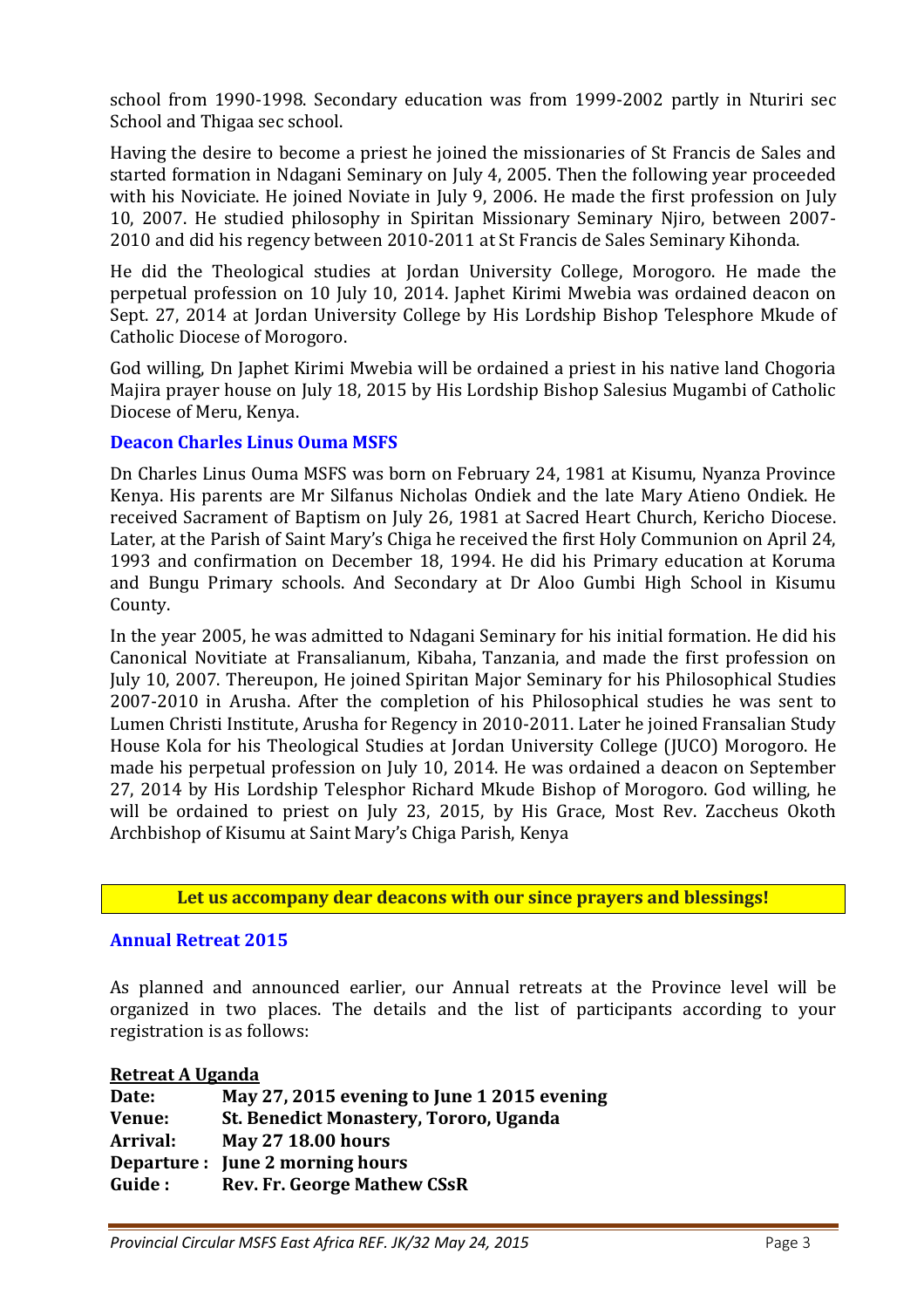school from 1990-1998. Secondary education was from 1999-2002 partly in Nturiri sec School and Thigaa sec school.

Having the desire to become a priest he joined the missionaries of St Francis de Sales and started formation in Ndagani Seminary on July 4, 2005. Then the following year proceeded with his Noviciate. He joined Noviate in July 9, 2006. He made the first profession on July 10, 2007. He studied philosophy in Spiritan Missionary Seminary Njiro, between 2007-2010 and did his regency between 2010-2011 at St Francis de Sales Seminary Kihonda.

He did the Theological studies at Jordan University College, Morogoro. He made the perpetual profession on 10 July 10, 2014. Japhet Kirimi Mwebia was ordained deacon on Sept. 27, 2014 at Jordan University College by His Lordship Bishop Telesphore Mkude of Catholic Diocese of Morogoro.

God willing, Dn Japhet Kirimi Mwebia will be ordained a priest in his native land Chogoria Majira prayer house on July 18, 2015 by His Lordship Bishop Salesius Mugambi of Catholic Diocese of Meru, Kenya.

### Deacon Charles Linus Ouma MSFS

Dn Charles Linus Ouma MSFS was born on February 24, 1981 at Kisumu, Nyanza Province Kenya. His parents are Mr Silfanus Nicholas Ondiek and the late Mary Atieno Ondiek. He received Sacrament of Baptism on July 26, 1981 at Sacred Heart Church, Kericho Diocese. Later, at the Parish of Saint Mary's Chiga he received the first Holy Communion on April 24, 1993 and confirmation on December 18, 1994. He did his Primary education at Koruma and Bungu Primary schools. And Secondary at Dr Aloo Gumbi High School in Kisumu County.

In the year 2005, he was admitted to Ndagani Seminary for his initial formation. He did his Canonical Novitiate at Fransalianum, Kibaha, Tanzania, and made the first profession on July 10, 2007. Thereupon, He joined Spiritan Major Seminary for his Philosophical Studies 2007-2010 in Arusha. After the completion of his Philosophical studies he was sent to Lumen Christi Institute, Arusha for Regency in 2010-2011. Later he joined Fransalian Study House Kola for his Theological Studies at Jordan University College (JUCO) Morogoro. He made his perpetual profession on July 10, 2014. He was ordained a deacon on September 27, 2014 by His Lordship Telesphor Richard Mkude Bishop of Morogoro. God willing, he will be ordained to priest on July 23, 2015, by His Grace, Most Rev. Zaccheus Okoth Archbishop of Kisumu at Saint Mary's Chiga Parish, Kenya

**Let us accompany dear deacons with our since prayers and blessings!**

### Annual Retreat 2015

As planned and announced earlier, our Annual retreats at the Province level will be organized in two places. The details and the list of participants according to your registration is as follows:

**Retreat A Uganda**

**Date:** **May 27, 2015 evening to June 1 2015 evening**
**Venue:** **St. Benedict Monastery, Tororo, Uganda**
**Arrival:** **May 27 18.00 hours**
**Departure :** **June 2 morning hours**
**Guide :** **Rev. Fr. George Mathew CSsR**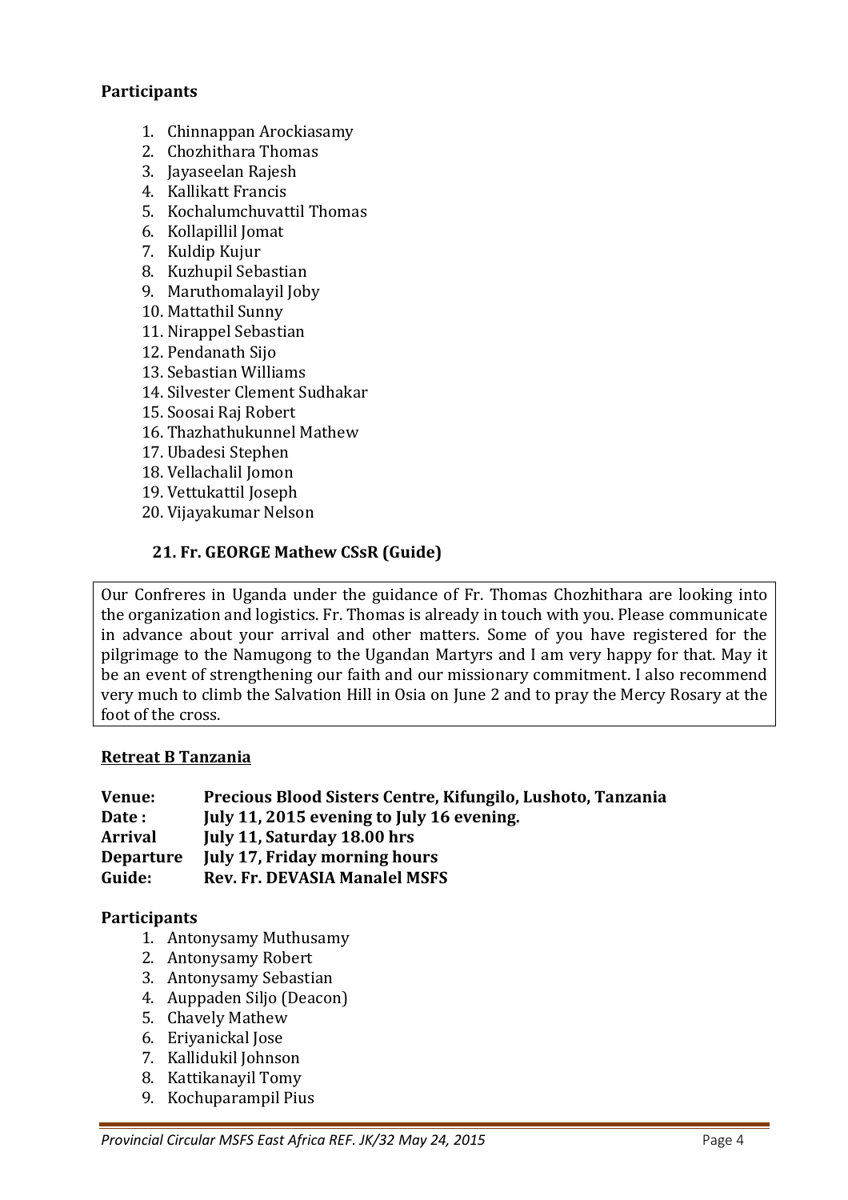**Participants**

1. Chinnappan Arockiasamy
2. Chozhithara Thomas
3. Jayaseelan Rajesh
4. Kallikatt Francis
5. Kochalumchuvattil Thomas
6. Kollapillil Jomat
7. Kuldip Kujur
8. Kuzhupil Sebastian
9. Maruthomalayil Joby
10. Mattathil Sunny
11. Nirappel Sebastian
12. Pendanath Sijo
13. Sebastian Williams
14. Silvester Clement Sudhakar
15. Soosai Raj Robert
16. Thazhathukunnel Mathew
17. Ubadesi Stephen
18. Vellachalil Jomon
19. Vettukattil Joseph
20. Vijayakumar Nelson

**21. Fr. GEORGE Mathew CSsR (Guide)**

Our Confreres in Uganda under the guidance of Fr. Thomas Chozhithara are looking into the organization and logistics. Fr. Thomas is already in touch with you. Please communicate in advance about your arrival and other matters. Some of you have registered for the pilgrimage to the Namugong to the Ugandan Martyrs and I am very happy for that. May it be an event of strengthening our faith and our missionary commitment. I also recommend very much to climb the Salvation Hill in Osia on June 2 and to pray the Mercy Rosary at the foot of the cross.

**Retreat B Tanzania**

**Venue:** **Precious Blood Sisters Centre, Kifungilo, Lushoto, Tanzania**
**Date :** **July 11, 2015 evening to July 16 evening.**
**Arrival** **July 11, Saturday 18.00 hrs**
**Departure** **July 17, Friday morning hours**
**Guide:** **Rev. Fr. DEVASIA Manalel MSFS**

**Participants**

1. Antonysamy Muthusamy
2. Antonysamy Robert
3. Antonysamy Sebastian
4. Auppaden Siljo (Deacon)
5. Chavely Mathew
6. Eriyanickal Jose
7. Kallidukil Johnson
8. Kattikanayil Tomy
9. Kochuparampil Pius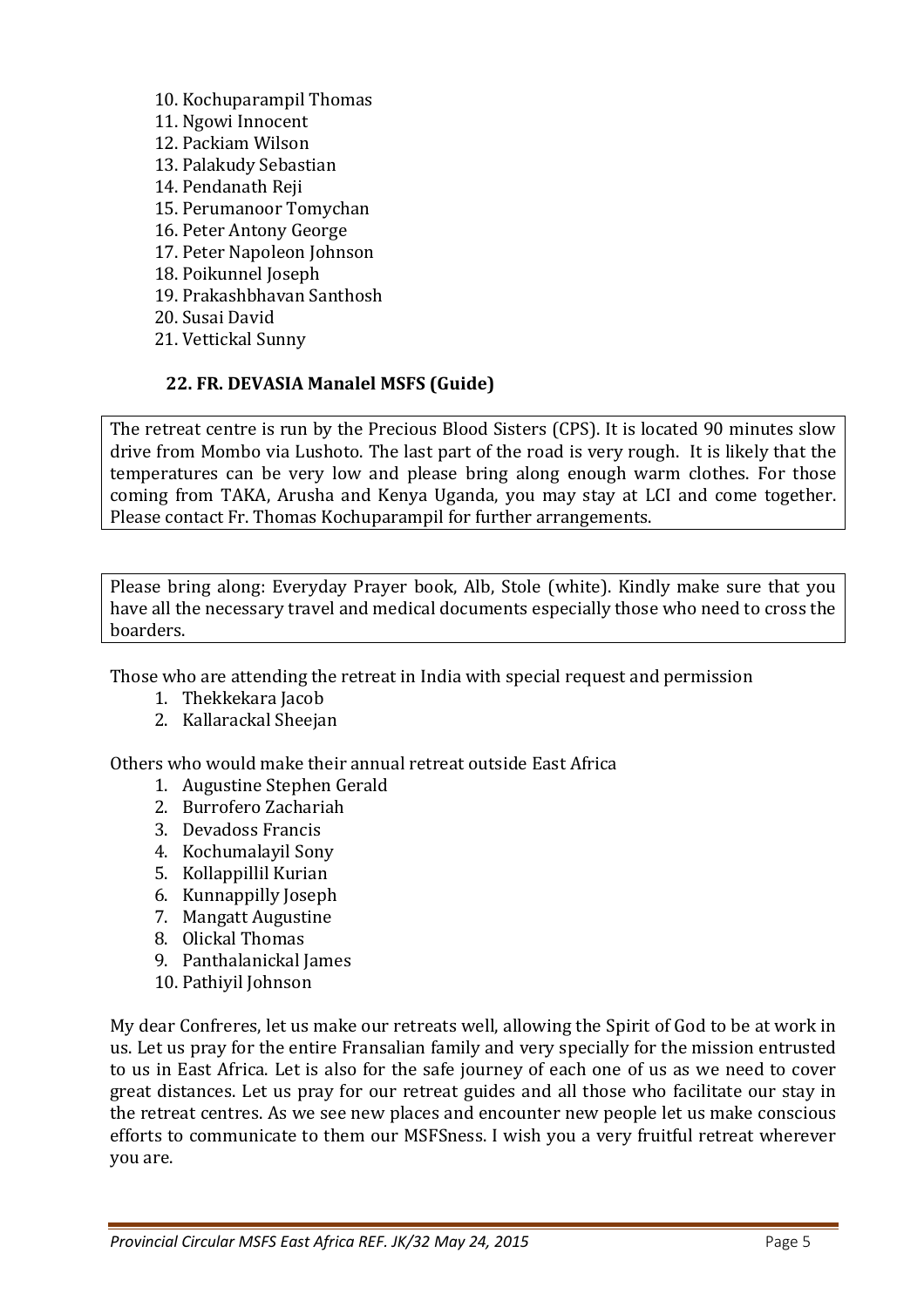10. Kochuparampil Thomas
11. Ngowi Innocent
12. Packiam Wilson
13. Palakudy Sebastian
14. Pendanath Reji
15. Perumanoor Tomychan
16. Peter Antony George
17. Peter Napoleon Johnson
18. Poikunnel Joseph
19. Prakashbhavan Santhosh
20. Susai David
21. Vettickal Sunny

**22. FR. DEVASIA Manalel MSFS (Guide)**

The retreat centre is run by the Precious Blood Sisters (CPS). It is located 90 minutes slow drive from Mombo via Lushoto. The last part of the road is very rough. It is likely that the temperatures can be very low and please bring along enough warm clothes. For those coming from TAKA, Arusha and Kenya Uganda, you may stay at LCI and come together. Please contact Fr. Thomas Kochuparampil for further arrangements.

Please bring along: Everyday Prayer book, Alb, Stole (white). Kindly make sure that you have all the necessary travel and medical documents especially those who need to cross the boarders.

Those who are attending the retreat in India with special request and permission

1. Thekkekara Jacob
2. Kallarackal Sheejan

Others who would make their annual retreat outside East Africa

1. Augustine Stephen Gerald
2. Burrofero Zachariah
3. Devadoss Francis
4. Kochumalayil Sony
5. Kollappillil Kurian
6. Kunnappilly Joseph
7. Mangatt Augustine
8. Olickal Thomas
9. Panthalanickal James
10. Pathiyil Johnson

My dear Confreres, let us make our retreats well, allowing the Spirit of God to be at work in us. Let us pray for the entire Fransalian family and very specially for the mission entrusted to us in East Africa. Let is also for the safe journey of each one of us as we need to cover great distances. Let us pray for our retreat guides and all those who facilitate our stay in the retreat centres. As we see new places and encounter new people let us make conscious efforts to communicate to them our MSFSness. I wish you a very fruitful retreat wherever you are.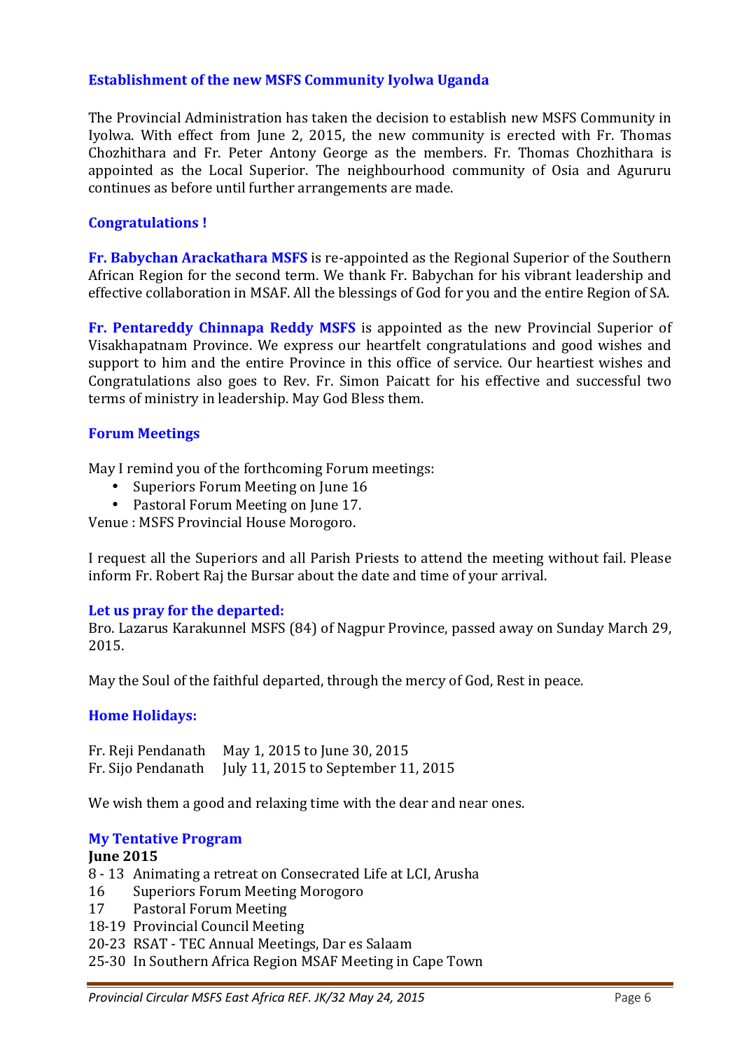### Establishment of the new MSFS Community Iyolwa Uganda

The Provincial Administration has taken the decision to establish new MSFS Community in Iyolwa. With effect from June 2, 2015, the new community is erected with Fr. Thomas Chozhithara and Fr. Peter Antony George as the members. Fr. Thomas Chozhithara is appointed as the Local Superior. The neighbourhood community of Osia and Agururu continues as before until further arrangements are made.

### Congratulations !

**Fr. Babychan Arackathara MSFS** is re-appointed as the Regional Superior of the Southern African Region for the second term. We thank Fr. Babychan for his vibrant leadership and effective collaboration in MSAF. All the blessings of God for you and the entire Region of SA.

**Fr. Pentareddy Chinnapa Reddy MSFS** is appointed as the new Provincial Superior of Visakhapatnam Province. We express our heartfelt congratulations and good wishes and support to him and the entire Province in this office of service. Our heartiest wishes and Congratulations also goes to Rev. Fr. Simon Paicatt for his effective and successful two terms of ministry in leadership. May God Bless them.

### Forum Meetings

May I remind you of the forthcoming Forum meetings:

- Superiors Forum Meeting on June 16
- Pastoral Forum Meeting on June 17.

Venue : MSFS Provincial House Morogoro.

I request all the Superiors and all Parish Priests to attend the meeting without fail. Please inform Fr. Robert Raj the Bursar about the date and time of your arrival.

### Let us pray for the departed:

Bro. Lazarus Karakunnel MSFS (84) of Nagpur Province, passed away on Sunday March 29, 2015.

May the Soul of the faithful departed, through the mercy of God, Rest in peace.

### Home Holidays:

Fr. Reji Pendanath May 1, 2015 to June 30, 2015
Fr. Sijo Pendanath July 11, 2015 to September 11, 2015

We wish them a good and relaxing time with the dear and near ones.

### My Tentative Program

**June 2015**

8 - 13 Animating a retreat on Consecrated Life at LCI, Arusha
16 Superiors Forum Meeting Morogoro
17 Pastoral Forum Meeting
18-19 Provincial Council Meeting
20-23 RSAT - TEC Annual Meetings, Dar es Salaam
25-30 In Southern Africa Region MSAF Meeting in Cape Town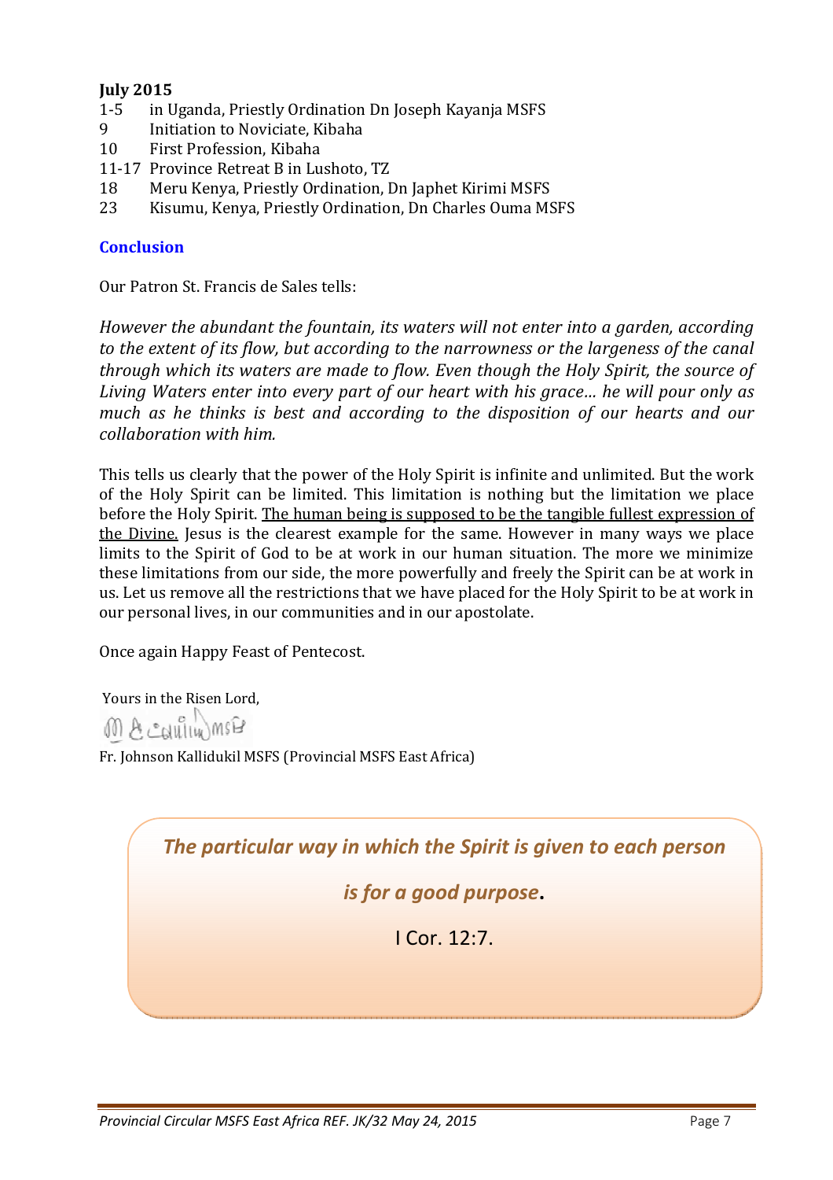**July 2015**

1-5 in Uganda, Priestly Ordination Dn Joseph Kayanja MSFS
9 Initiation to Noviciate, Kibaha
10 First Profession, Kibaha
11-17 Province Retreat B in Lushoto, TZ
18 Meru Kenya, Priestly Ordination, Dn Japhet Kirimi MSFS
23 Kisumu, Kenya, Priestly Ordination, Dn Charles Ouma MSFS

## Conclusion

Our Patron St. Francis de Sales tells:

*However the abundant the fountain, its waters will not enter into a garden, according to the extent of its flow, but according to the narrowness or the largeness of the canal through which its waters are made to flow. Even though the Holy Spirit, the source of Living Waters enter into every part of our heart with his grace… he will pour only as much as he thinks is best and according to the disposition of our hearts and our collaboration with him.*

This tells us clearly that the power of the Holy Spirit is infinite and unlimited. But the work of the Holy Spirit can be limited. This limitation is nothing but the limitation we place before the Holy Spirit. <u>The human being is supposed to be the tangible fullest expression of the Divine.</u> Jesus is the clearest example for the same. However in many ways we place limits to the Spirit of God to be at work in our human situation. The more we minimize these limitations from our side, the more powerfully and freely the Spirit can be at work in us. Let us remove all the restrictions that we have placed for the Holy Spirit to be at work in our personal lives, in our communities and in our apostolate.

Once again Happy Feast of Pentecost.

Yours in the Risen Lord,

Fr. Johnson Kallidukil MSFS (Provincial MSFS East Africa)

***The particular way in which the Spirit is given to each person is for a good purpose.***

I Cor. 12:7.